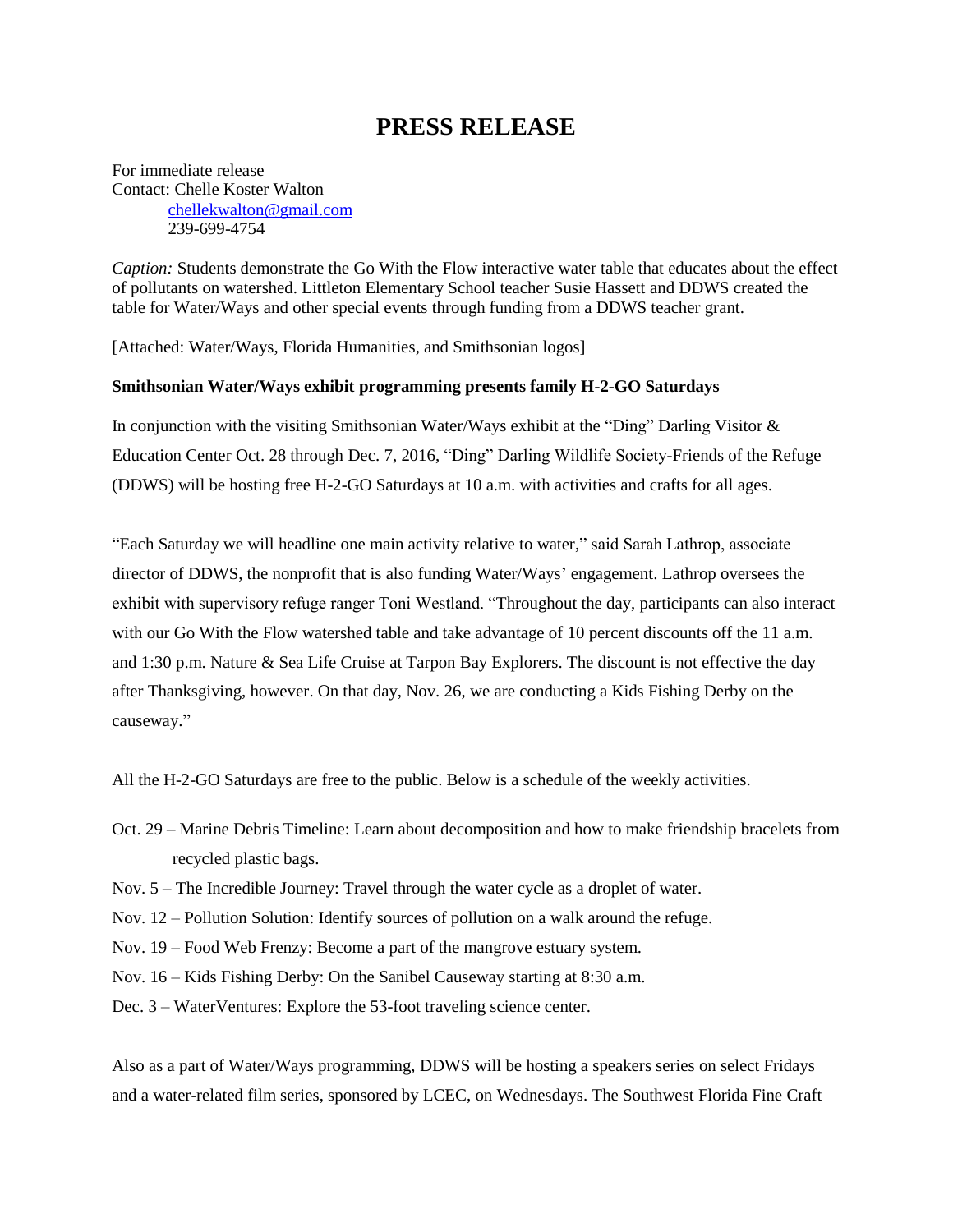# PRESS RELEASE

For immediate release
Contact: Chelle Koster Walton
chellekwalton@gmail.com
239-699-4754

*Caption:* Students demonstrate the Go With the Flow interactive water table that educates about the effect of pollutants on watershed. Littleton Elementary School teacher Susie Hassett and DDWS created the table for Water/Ways and other special events through funding from a DDWS teacher grant.

[Attached: Water/Ways, Florida Humanities, and Smithsonian logos]

**Smithsonian Water/Ways exhibit programming presents family H-2-GO Saturdays**

In conjunction with the visiting Smithsonian Water/Ways exhibit at the "Ding" Darling Visitor & Education Center Oct. 28 through Dec. 7, 2016, "Ding" Darling Wildlife Society-Friends of the Refuge (DDWS) will be hosting free H-2-GO Saturdays at 10 a.m. with activities and crafts for all ages.

"Each Saturday we will headline one main activity relative to water," said Sarah Lathrop, associate director of DDWS, the nonprofit that is also funding Water/Ways' engagement. Lathrop oversees the exhibit with supervisory refuge ranger Toni Westland. "Throughout the day, participants can also interact with our Go With the Flow watershed table and take advantage of 10 percent discounts off the 11 a.m. and 1:30 p.m. Nature & Sea Life Cruise at Tarpon Bay Explorers. The discount is not effective the day after Thanksgiving, however. On that day, Nov. 26, we are conducting a Kids Fishing Derby on the causeway."

All the H-2-GO Saturdays are free to the public. Below is a schedule of the weekly activities.

Oct. 29 – Marine Debris Timeline: Learn about decomposition and how to make friendship bracelets from recycled plastic bags.
Nov. 5 – The Incredible Journey: Travel through the water cycle as a droplet of water.
Nov. 12 – Pollution Solution: Identify sources of pollution on a walk around the refuge.
Nov. 19 – Food Web Frenzy: Become a part of the mangrove estuary system.
Nov. 16 – Kids Fishing Derby: On the Sanibel Causeway starting at 8:30 a.m.
Dec. 3 – WaterVentures: Explore the 53-foot traveling science center.

Also as a part of Water/Ways programming, DDWS will be hosting a speakers series on select Fridays and a water-related film series, sponsored by LCEC, on Wednesdays. The Southwest Florida Fine Craft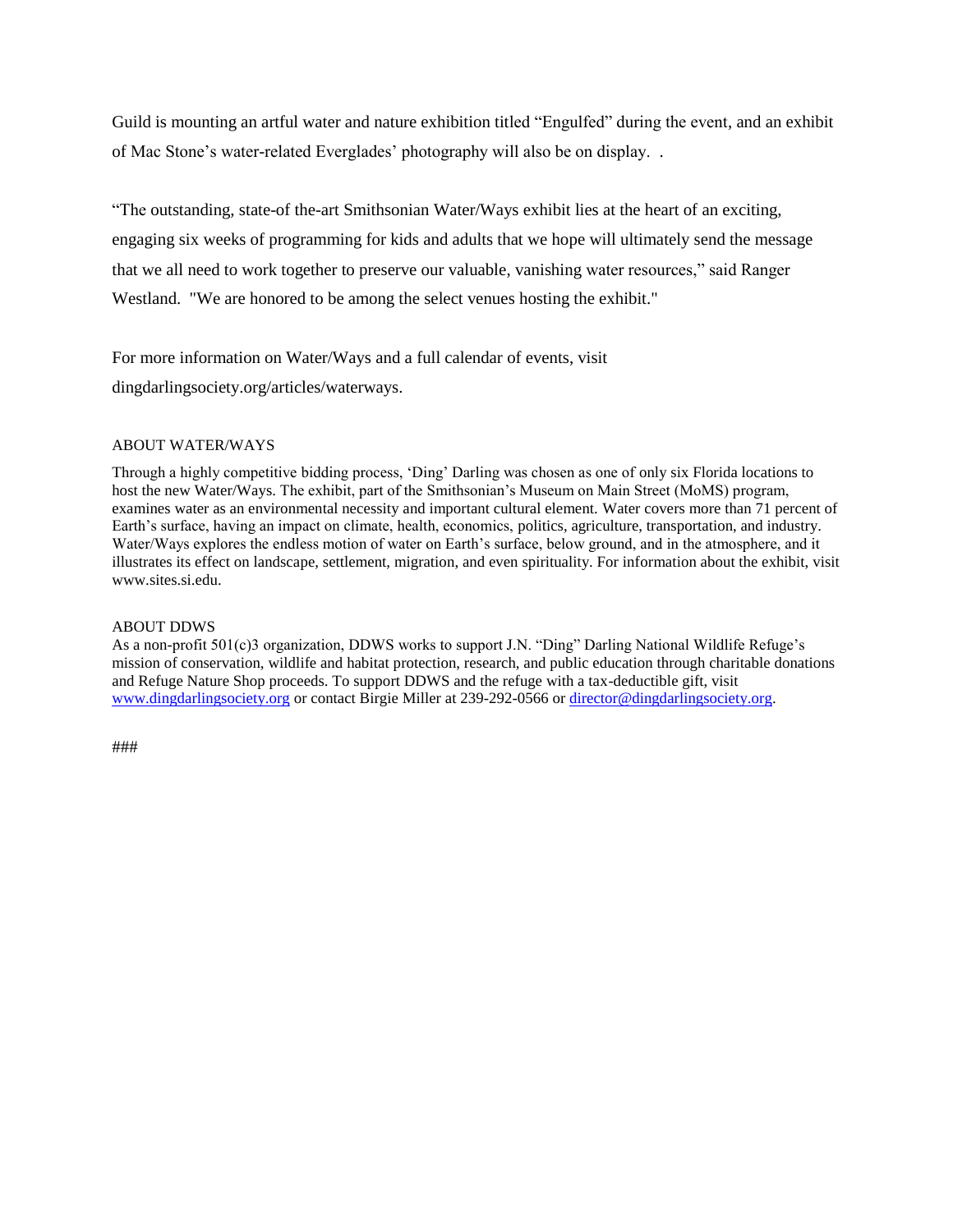Guild is mounting an artful water and nature exhibition titled "Engulfed" during the event, and an exhibit of Mac Stone's water-related Everglades' photography will also be on display. .

"The outstanding, state-of the-art Smithsonian Water/Ways exhibit lies at the heart of an exciting, engaging six weeks of programming for kids and adults that we hope will ultimately send the message that we all need to work together to preserve our valuable, vanishing water resources," said Ranger Westland. "We are honored to be among the select venues hosting the exhibit."

For more information on Water/Ways and a full calendar of events, visit dingdarlingsociety.org/articles/waterways.

ABOUT WATER/WAYS

Through a highly competitive bidding process, 'Ding' Darling was chosen as one of only six Florida locations to host the new Water/Ways. The exhibit, part of the Smithsonian's Museum on Main Street (MoMS) program, examines water as an environmental necessity and important cultural element. Water covers more than 71 percent of Earth's surface, having an impact on climate, health, economics, politics, agriculture, transportation, and industry. Water/Ways explores the endless motion of water on Earth's surface, below ground, and in the atmosphere, and it illustrates its effect on landscape, settlement, migration, and even spirituality. For information about the exhibit, visit www.sites.si.edu.

ABOUT DDWS

As a non-profit 501(c)3 organization, DDWS works to support J.N. "Ding" Darling National Wildlife Refuge's mission of conservation, wildlife and habitat protection, research, and public education through charitable donations and Refuge Nature Shop proceeds. To support DDWS and the refuge with a tax-deductible gift, visit www.dingdarlingsociety.org or contact Birgie Miller at 239-292-0566 or director@dingdarlingsociety.org.

###